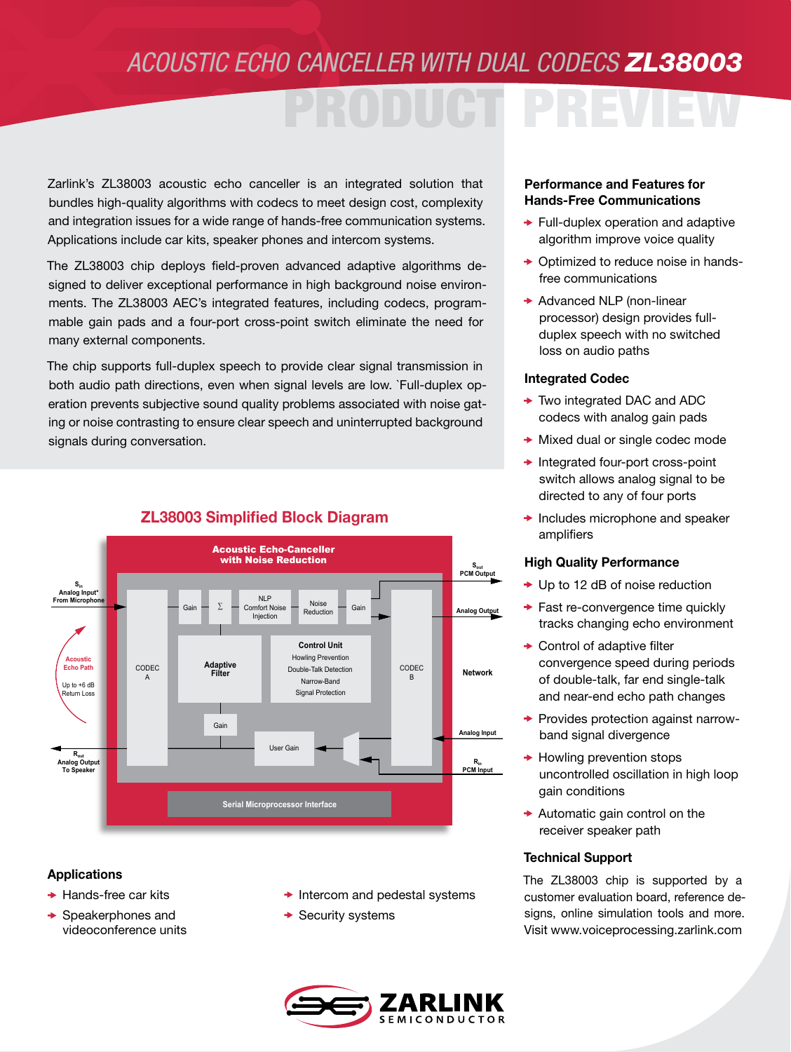# ACOUSTIC ECHO CANCELLER WITH DUAL CODECS **ZL38003**

## PRODUCT PREVIEW

Zarlink's ZL38003 acoustic echo canceller is an integrated solution that bundles high-quality algorithms with codecs to meet design cost, complexity and integration issues for a wide range of hands-free communication systems. Applications include car kits, speaker phones and intercom systems.

The ZL38003 chip deploys field-proven advanced adaptive algorithms designed to deliver exceptional performance in high background noise environments. The ZL38003 AEC's integrated features, including codecs, programmable gain pads and a four-port cross-point switch eliminate the need for many external components.

The chip supports full-duplex speech to provide clear signal transmission in both audio path directions, even when signal levels are low. `Full-duplex operation prevents subjective sound quality problems associated with noise gating or noise contrasting to ensure clear speech and uninterrupted background signals during conversation.

### ZL38003 Simplified Block Diagram

Acoustic Echo-Canceller with Noise Reduction

$S_{in}$ Analog Input* From Microphone; Acoustic Echo Path; Up to +6 dB Return Loss; $R_{out}$ Analog Output To Speaker; CODEC A; Gain; Σ; NLP Comfort Noise Injection; Noise Reduction; Gain; Adaptive Filter; Control Unit: Howling Prevention, Double-Talk Detection, Narrow-Band, Signal Protection; Gain; User Gain; CODEC B; $S_{out}$ PCM Output; Analog Output; Network; Analog Input; $R_{in}$ PCM Input; Serial Microprocessor Interface

### Applications

- Hands-free car kits
- Speakerphones and videoconference units
- Intercom and pedestal systems
- Security systems

### Performance and Features for Hands-Free Communications

- Full-duplex operation and adaptive algorithm improve voice quality
- Optimized to reduce noise in hands-free communications
- Advanced NLP (non-linear processor) design provides full-duplex speech with no switched loss on audio paths

### Integrated Codec

- Two integrated DAC and ADC codecs with analog gain pads
- Mixed dual or single codec mode
- Integrated four-port cross-point switch allows analog signal to be directed to any of four ports
- Includes microphone and speaker amplifiers

### High Quality Performance

- Up to 12 dB of noise reduction
- Fast re-convergence time quickly tracks changing echo environment
- Control of adaptive filter convergence speed during periods of double-talk, far end single-talk and near-end echo path changes
- Provides protection against narrow-band signal divergence
- Howling prevention stops uncontrolled oscillation in high loop gain conditions
- Automatic gain control on the receiver speaker path

### Technical Support

The ZL38003 chip is supported by a customer evaluation board, reference designs, online simulation tools and more. Visit www.voiceprocessing.zarlink.com

ZARLINK SEMICONDUCTOR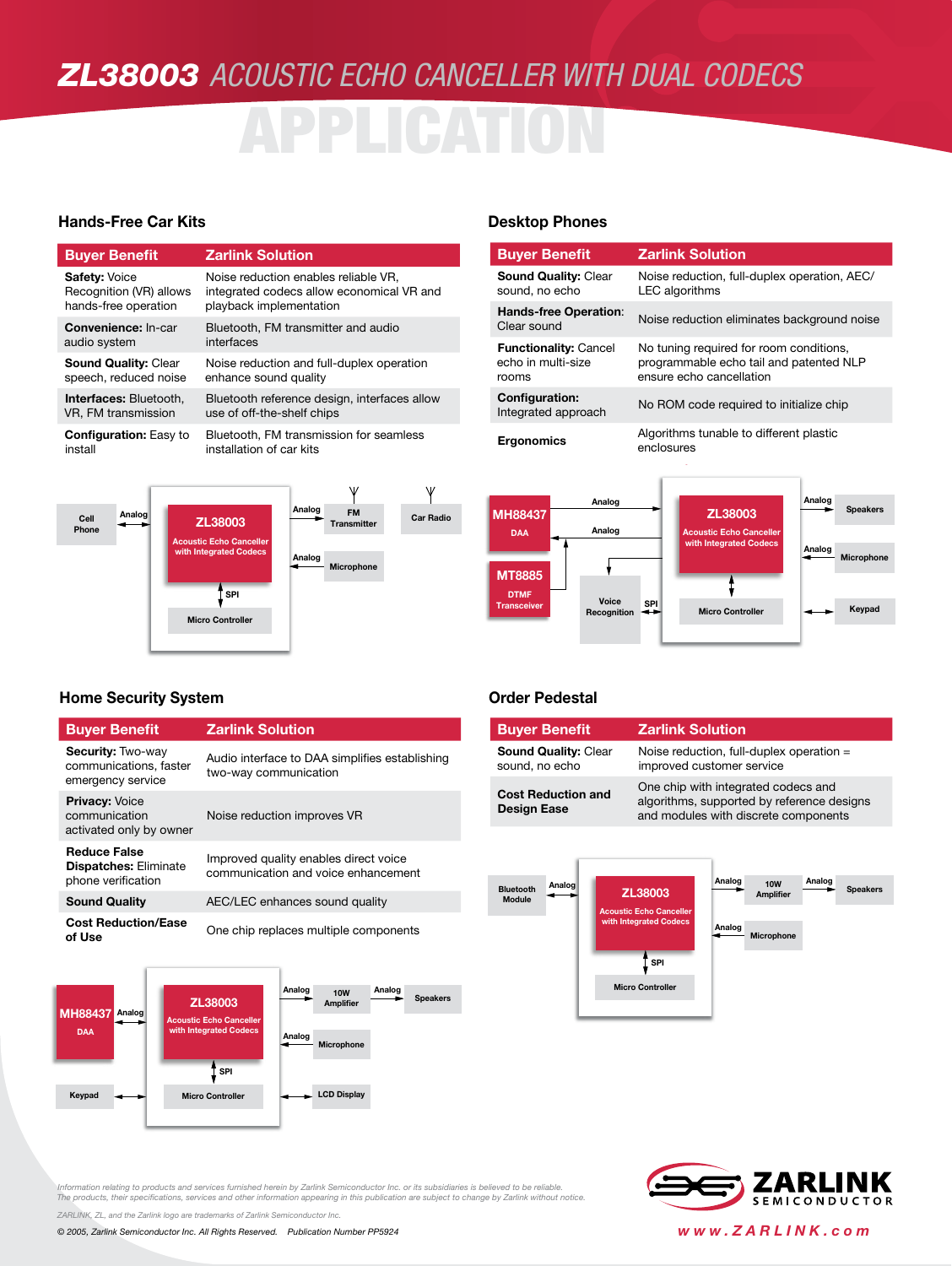# ZL38003 ACOUSTIC ECHO CANCELLER WITH DUAL CODECS

# APPLICATION

## Hands-Free Car Kits

| Buyer Benefit | Zarlink Solution |
|---|---|
| **Safety:** Voice Recognition (VR) allows hands-free operation | Noise reduction enables reliable VR, integrated codecs allow economical VR and playback implementation |
| **Convenience:** In-car audio system | Bluetooth, FM transmitter and audio interfaces |
| **Sound Quality:** Clear speech, reduced noise | Noise reduction and full-duplex operation enhance sound quality |
| **Interfaces:** Bluetooth, VR, FM transmission | Bluetooth reference design, interfaces allow use of off-the-shelf chips |
| **Configuration:** Easy to install | Bluetooth, FM transmission for seamless installation of car kits |

Cell Phone
Analog
ZL38003
Acoustic Echo Canceller with Integrated Codecs
Analog
FM Transmitter
Car Radio
Analog
Microphone
SPI
Micro Controller

## Desktop Phones

| Buyer Benefit | Zarlink Solution |
|---|---|
| **Sound Quality:** Clear sound, no echo | Noise reduction, full-duplex operation, AEC/LEC algorithms |
| **Hands-free Operation**: Clear sound | Noise reduction eliminates background noise |
| **Functionality:** Cancel echo in multi-size rooms | No tuning required for room conditions, programmable echo tail and patented NLP ensure echo cancellation |
| **Configuration:** Integrated approach | No ROM code required to initialize chip |
| **Ergonomics** | Algorithms tunable to different plastic enclosures |

MH88437
DAA
Analog
Analog
ZL38003
Acoustic Echo Canceller with Integrated Codecs
Analog
Speakers
Analog
Microphone
MT8885
DTMF Transceiver
Voice Recognition
SPI
Micro Controller
Keypad

## Home Security System

| Buyer Benefit | Zarlink Solution |
|---|---|
| **Security:** Two-way communications, faster emergency service | Audio interface to DAA simplifies establishing two-way communication |
| **Privacy:** Voice communication activated only by owner | Noise reduction improves VR |
| **Reduce False Dispatches:** Eliminate phone verification | Improved quality enables direct voice communication and voice enhancement |
| **Sound Quality** | AEC/LEC enhances sound quality |
| **Cost Reduction/Ease of Use** | One chip replaces multiple components |

MH88437
DAA
Analog
ZL38003
Acoustic Echo Canceller with Integrated Codecs
Analog
10W Amplifier
Analog
Speakers
Analog
Microphone
SPI
Keypad
Micro Controller
LCD Display

## Order Pedestal

| Buyer Benefit | Zarlink Solution |
|---|---|
| **Sound Quality:** Clear sound, no echo | Noise reduction, full-duplex operation = improved customer service |
| **Cost Reduction and Design Ease** | One chip with integrated codecs and algorithms, supported by reference designs and modules with discrete components |

Bluetooth Module
Analog
ZL38003
Acoustic Echo Canceller with Integrated Codecs
Analog
10W Amplifier
Analog
Speakers
Analog
Microphone
SPI
Micro Controller

*Information relating to products and services furnished herein by Zarlink Semiconductor Inc. or its subsidiaries is believed to be reliable. The products, their specifications, services and other information appearing in this publication are subject to change by Zarlink without notice.*

*ZARLINK, ZL, and the Zarlink logo are trademarks of Zarlink Semiconductor Inc.*

© 2005, Zarlink Semiconductor Inc. All Rights Reserved. Publication Number PP5924

ZARLINK SEMICONDUCTOR

www.ZARLINK.com